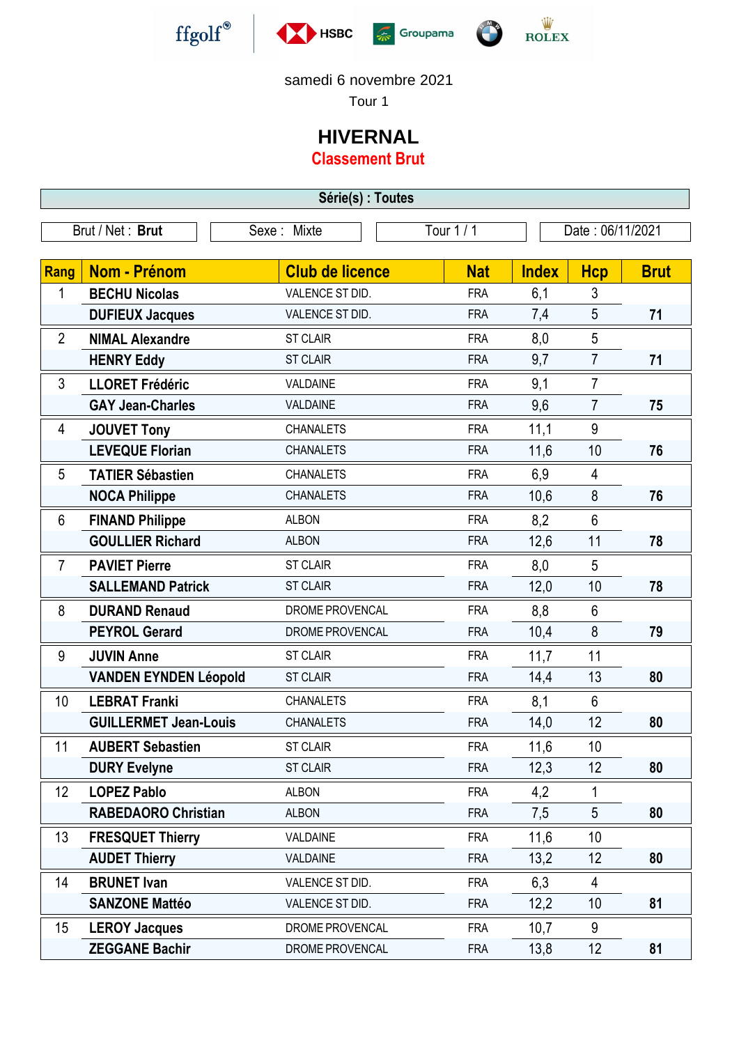ffgolf® HSBC Groupama ROLEX

samedi 6 novembre 2021

Tour 1

# HIVERNAL

## Classement Brut

**Série(s) : Toutes**

| Brut / Net : **Brut** | Sexe : Mixte | Tour 1 / 1 | Date : 06/11/2021 |
|---|---|---|---|

| Rang | Nom - Prénom | Club de licence | Nat | Index | Hcp | Brut |
|---|---|---|---|---|---|---|
| 1 | **BECHU Nicolas** | VALENCE ST DID. | FRA | 6,1 | 3 | |
| | **DUFIEUX Jacques** | VALENCE ST DID. | FRA | 7,4 | 5 | **71** |
| 2 | **NIMAL Alexandre** | ST CLAIR | FRA | 8,0 | 5 | |
| | **HENRY Eddy** | ST CLAIR | FRA | 9,7 | 7 | **71** |
| 3 | **LLORET Frédéric** | VALDAINE | FRA | 9,1 | 7 | |
| | **GAY Jean-Charles** | VALDAINE | FRA | 9,6 | 7 | **75** |
| 4 | **JOUVET Tony** | CHANALETS | FRA | 11,1 | 9 | |
| | **LEVEQUE Florian** | CHANALETS | FRA | 11,6 | 10 | **76** |
| 5 | **TATIER Sébastien** | CHANALETS | FRA | 6,9 | 4 | |
| | **NOCA Philippe** | CHANALETS | FRA | 10,6 | 8 | **76** |
| 6 | **FINAND Philippe** | ALBON | FRA | 8,2 | 6 | |
| | **GOULLIER Richard** | ALBON | FRA | 12,6 | 11 | **78** |
| 7 | **PAVIET Pierre** | ST CLAIR | FRA | 8,0 | 5 | |
| | **SALLEMAND Patrick** | ST CLAIR | FRA | 12,0 | 10 | **78** |
| 8 | **DURAND Renaud** | DROME PROVENCAL | FRA | 8,8 | 6 | |
| | **PEYROL Gerard** | DROME PROVENCAL | FRA | 10,4 | 8 | **79** |
| 9 | **JUVIN Anne** | ST CLAIR | FRA | 11,7 | 11 | |
| | **VANDEN EYNDEN Léopold** | ST CLAIR | FRA | 14,4 | 13 | **80** |
| 10 | **LEBRAT Franki** | CHANALETS | FRA | 8,1 | 6 | |
| | **GUILLERMET Jean-Louis** | CHANALETS | FRA | 14,0 | 12 | **80** |
| 11 | **AUBERT Sebastien** | ST CLAIR | FRA | 11,6 | 10 | |
| | **DURY Evelyne** | ST CLAIR | FRA | 12,3 | 12 | **80** |
| 12 | **LOPEZ Pablo** | ALBON | FRA | 4,2 | 1 | |
| | **RABEDAORO Christian** | ALBON | FRA | 7,5 | 5 | **80** |
| 13 | **FRESQUET Thierry** | VALDAINE | FRA | 11,6 | 10 | |
| | **AUDET Thierry** | VALDAINE | FRA | 13,2 | 12 | **80** |
| 14 | **BRUNET Ivan** | VALENCE ST DID. | FRA | 6,3 | 4 | |
| | **SANZONE Mattéo** | VALENCE ST DID. | FRA | 12,2 | 10 | **81** |
| 15 | **LEROY Jacques** | DROME PROVENCAL | FRA | 10,7 | 9 | |
| | **ZEGGANE Bachir** | DROME PROVENCAL | FRA | 13,8 | 12 | **81** |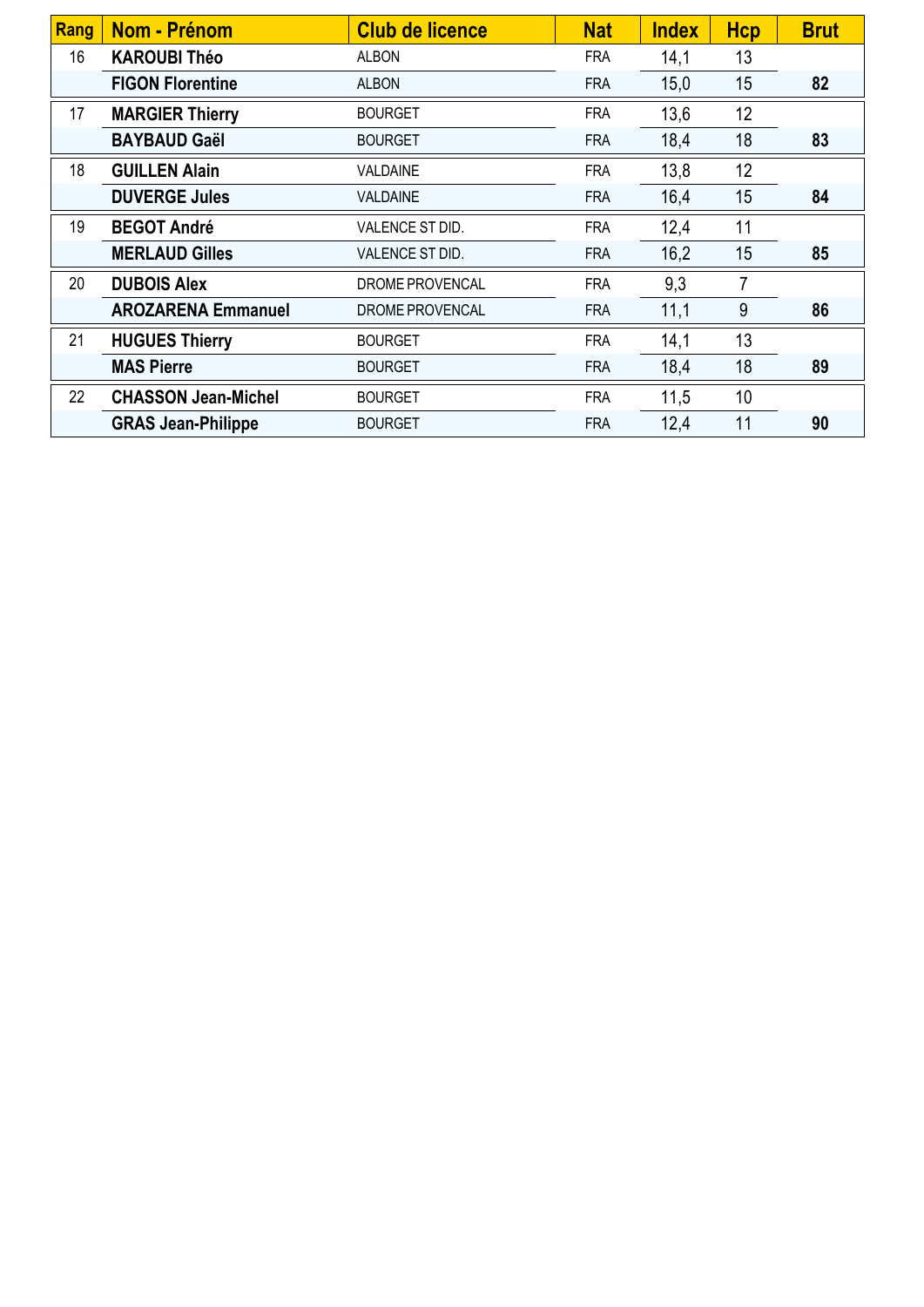| Rang | Nom - Prénom | Club de licence | Nat | Index | Hcp | Brut |
|---|---|---|---|---|---|---|
| 16 | **KAROUBI Théo** | ALBON | FRA | 14,1 | 13 | |
| | **FIGON Florentine** | ALBON | FRA | 15,0 | 15 | **82** |
| 17 | **MARGIER Thierry** | BOURGET | FRA | 13,6 | 12 | |
| | **BAYBAUD Gaël** | BOURGET | FRA | 18,4 | 18 | **83** |
| 18 | **GUILLEN Alain** | VALDAINE | FRA | 13,8 | 12 | |
| | **DUVERGE Jules** | VALDAINE | FRA | 16,4 | 15 | **84** |
| 19 | **BEGOT André** | VALENCE ST DID. | FRA | 12,4 | 11 | |
| | **MERLAUD Gilles** | VALENCE ST DID. | FRA | 16,2 | 15 | **85** |
| 20 | **DUBOIS Alex** | DROME PROVENCAL | FRA | 9,3 | 7 | |
| | **AROZARENA Emmanuel** | DROME PROVENCAL | FRA | 11,1 | 9 | **86** |
| 21 | **HUGUES Thierry** | BOURGET | FRA | 14,1 | 13 | |
| | **MAS Pierre** | BOURGET | FRA | 18,4 | 18 | **89** |
| 22 | **CHASSON Jean-Michel** | BOURGET | FRA | 11,5 | 10 | |
| | **GRAS Jean-Philippe** | BOURGET | FRA | 12,4 | 11 | **90** |